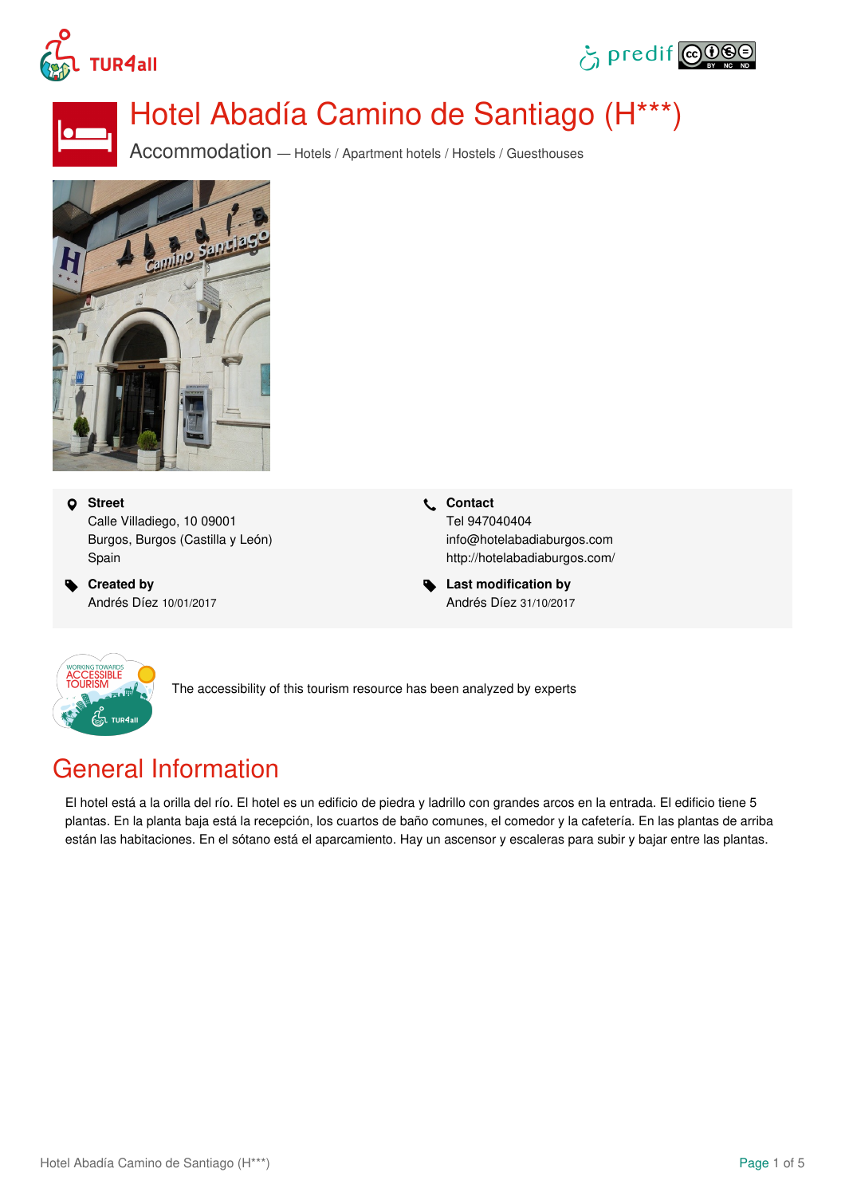# Hotel Abadía Camino de Santiago (H***)

Accommodation — Hotels / Apartment hotels / Hostels / Guesthouses

**Street**
Calle Villadiego, 10 09001
Burgos, Burgos (Castilla y León)
Spain

**Contact**
Tel 947040404
info@hotelabadiaburgos.com
http://hotelabadiaburgos.com/

**Created by**
Andrés Díez 10/01/2017

**Last modification by**
Andrés Díez 31/10/2017

The accessibility of this tourism resource has been analyzed by experts

## General Information

El hotel está a la orilla del río. El hotel es un edificio de piedra y ladrillo con grandes arcos en la entrada. El edificio tiene 5 plantas. En la planta baja está la recepción, los cuartos de baño comunes, el comedor y la cafetería. En las plantas de arriba están las habitaciones. En el sótano está el aparcamiento. Hay un ascensor y escaleras para subir y bajar entre las plantas.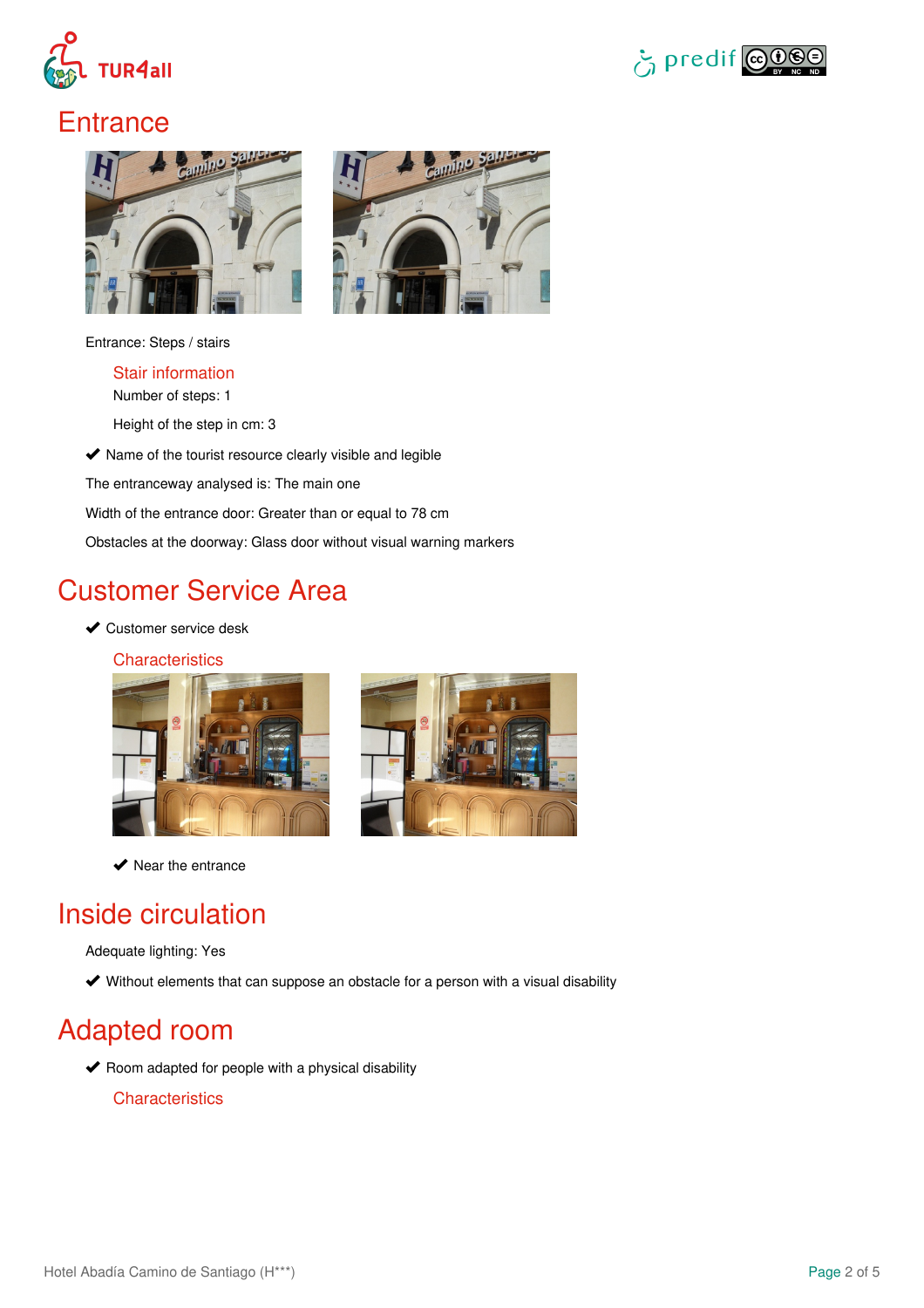# Entrance

Entrance: Steps / stairs

## Stair information

Number of steps: 1

Height of the step in cm: 3

✔ Name of the tourist resource clearly visible and legible

The entranceway analysed is: The main one

Width of the entrance door: Greater than or equal to 78 cm

Obstacles at the doorway: Glass door without visual warning markers

# Customer Service Area

✔ Customer service desk

## Characteristics

✔ Near the entrance

# Inside circulation

Adequate lighting: Yes

✔ Without elements that can suppose an obstacle for a person with a visual disability

# Adapted room

✔ Room adapted for people with a physical disability

## Characteristics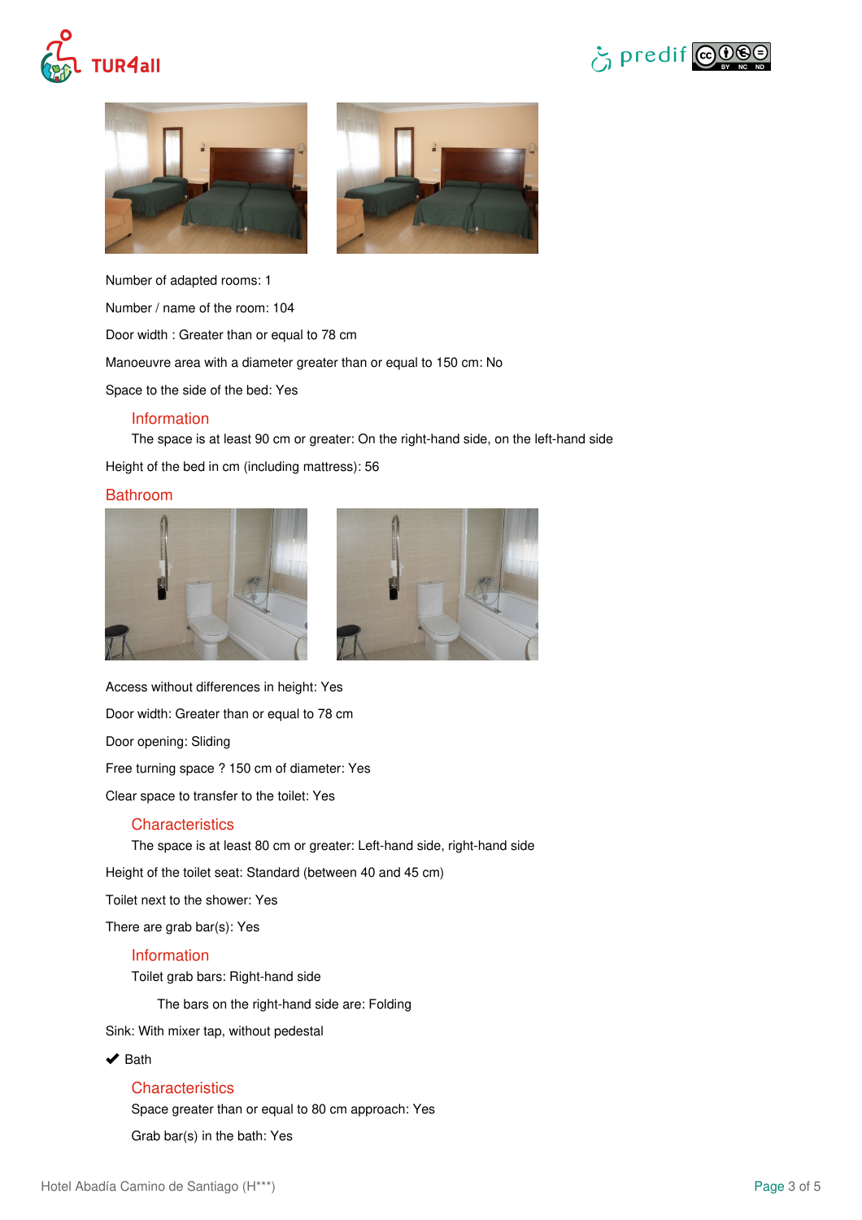Number of adapted rooms: 1

Number / name of the room: 104

Door width : Greater than or equal to 78 cm

Manoeuvre area with a diameter greater than or equal to 150 cm: No

Space to the side of the bed: Yes

### Information

The space is at least 90 cm or greater: On the right-hand side, on the left-hand side

Height of the bed in cm (including mattress): 56

## Bathroom

Access without differences in height: Yes

Door width: Greater than or equal to 78 cm

Door opening: Sliding

Free turning space ? 150 cm of diameter: Yes

Clear space to transfer to the toilet: Yes

### Characteristics

The space is at least 80 cm or greater: Left-hand side, right-hand side

Height of the toilet seat: Standard (between 40 and 45 cm)

Toilet next to the shower: Yes

There are grab bar(s): Yes

### Information

Toilet grab bars: Right-hand side

The bars on the right-hand side are: Folding

Sink: With mixer tap, without pedestal

✔ Bath

### Characteristics

Space greater than or equal to 80 cm approach: Yes

Grab bar(s) in the bath: Yes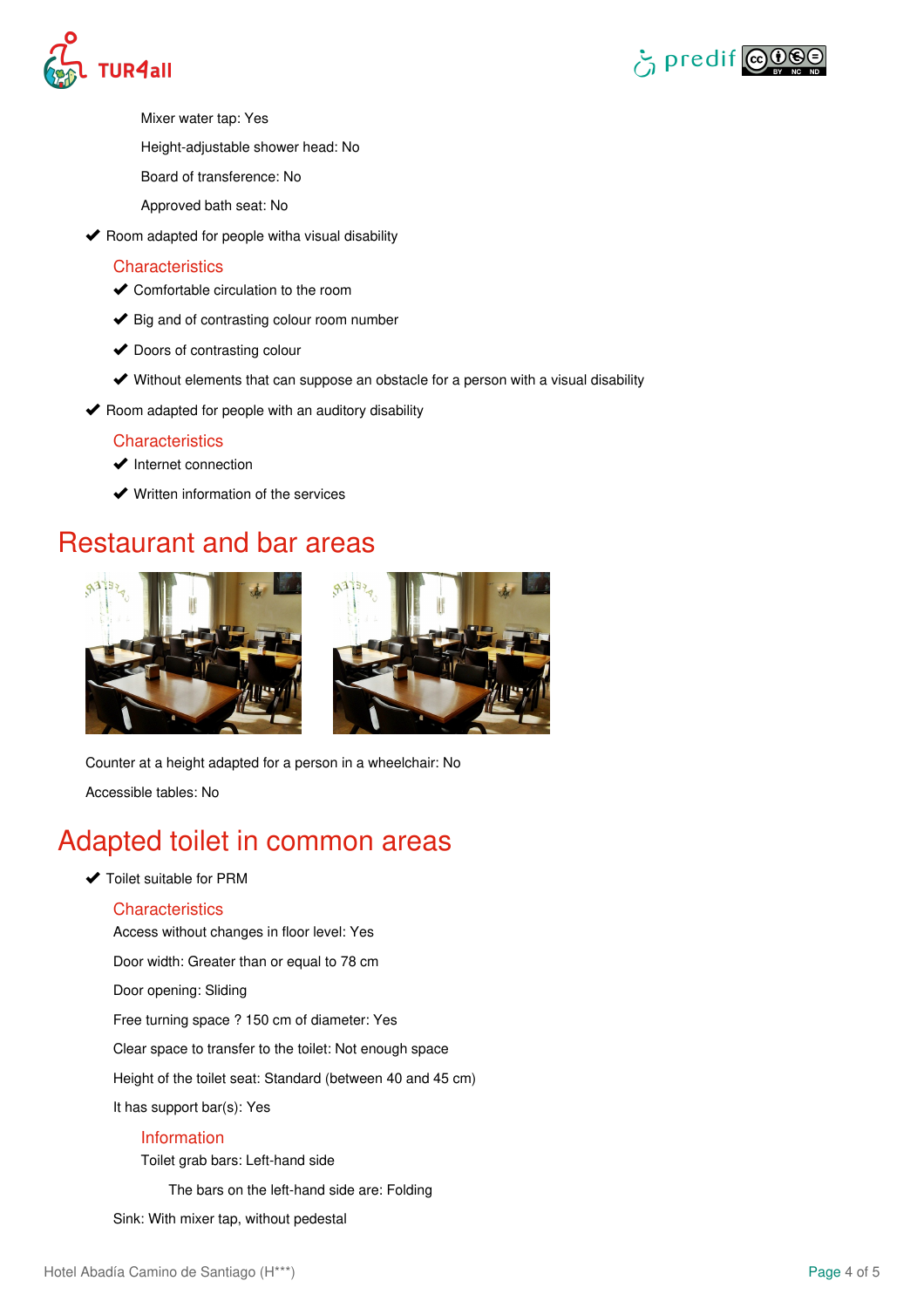Mixer water tap: Yes

Height-adjustable shower head: No

Board of transference: No

Approved bath seat: No

- ✔ Room adapted for people witha visual disability

  Characteristics

  - ✔ Comfortable circulation to the room
  - ✔ Big and of contrasting colour room number
  - ✔ Doors of contrasting colour
  - ✔ Without elements that can suppose an obstacle for a person with a visual disability

- ✔ Room adapted for people with an auditory disability

  Characteristics

  - ✔ Internet connection
  - ✔ Written information of the services

# Restaurant and bar areas

Counter at a height adapted for a person in a wheelchair: No

Accessible tables: No

# Adapted toilet in common areas

- ✔ Toilet suitable for PRM

  Characteristics

  Access without changes in floor level: Yes

  Door width: Greater than or equal to 78 cm

  Door opening: Sliding

  Free turning space ? 150 cm of diameter: Yes

  Clear space to transfer to the toilet: Not enough space

  Height of the toilet seat: Standard (between 40 and 45 cm)

  It has support bar(s): Yes

  Information

  Toilet grab bars: Left-hand side

  The bars on the left-hand side are: Folding

  Sink: With mixer tap, without pedestal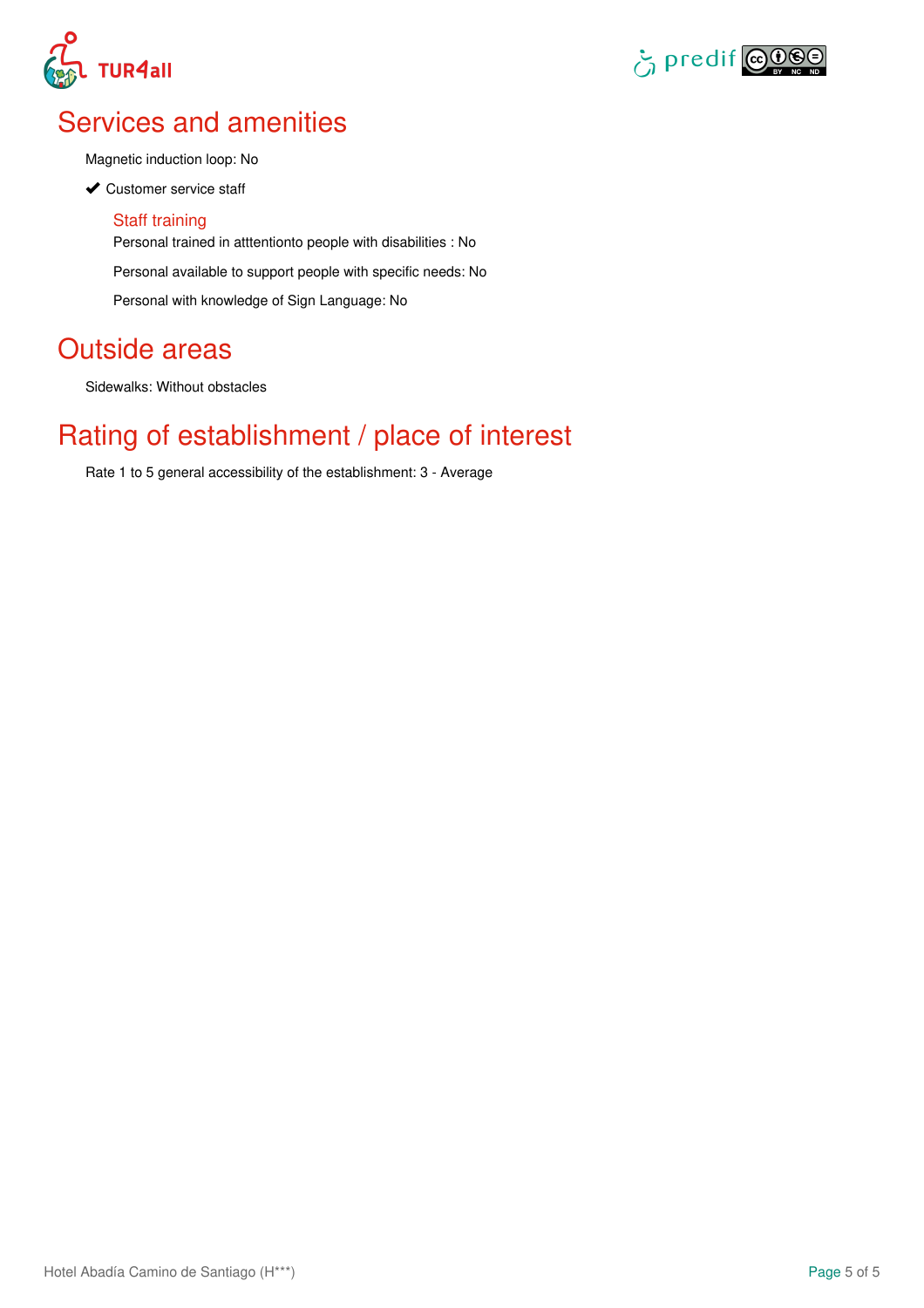## Services and amenities

Magnetic induction loop: No

✔ Customer service staff

### Staff training

Personal trained in atttentionto people with disabilities : No

Personal available to support people with specific needs: No

Personal with knowledge of Sign Language: No

## Outside areas

Sidewalks: Without obstacles

## Rating of establishment / place of interest

Rate 1 to 5 general accessibility of the establishment: 3 - Average